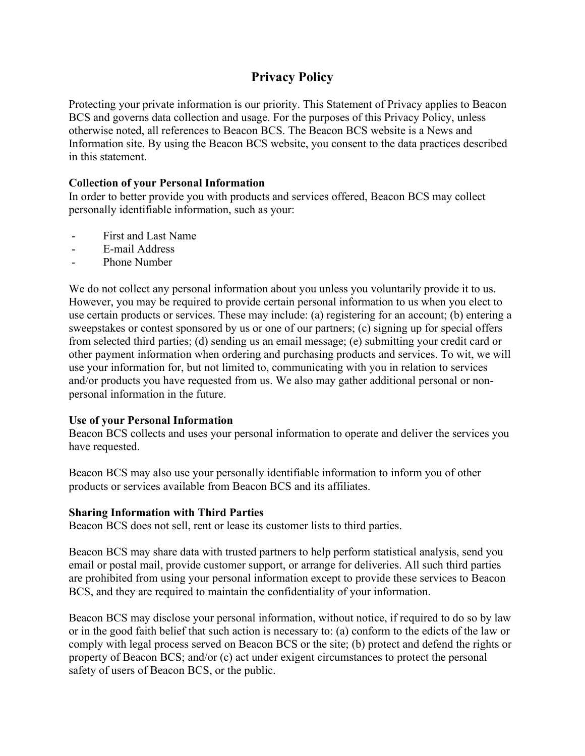# Privacy Policy

Protecting your private information is our priority. This Statement of Privacy applies to Beacon BCS and governs data collection and usage. For the purposes of this Privacy Policy, unless otherwise noted, all references to Beacon BCS. The Beacon BCS website is a News and Information site. By using the Beacon BCS website, you consent to the data practices described in this statement.

**Collection of your Personal Information**
In order to better provide you with products and services offered, Beacon BCS may collect personally identifiable information, such as your:

- First and Last Name
- E-mail Address
- Phone Number

We do not collect any personal information about you unless you voluntarily provide it to us. However, you may be required to provide certain personal information to us when you elect to use certain products or services. These may include: (a) registering for an account; (b) entering a sweepstakes or contest sponsored by us or one of our partners; (c) signing up for special offers from selected third parties; (d) sending us an email message; (e) submitting your credit card or other payment information when ordering and purchasing products and services. To wit, we will use your information for, but not limited to, communicating with you in relation to services and/or products you have requested from us. We also may gather additional personal or non-personal information in the future.

**Use of your Personal Information**
Beacon BCS collects and uses your personal information to operate and deliver the services you have requested.

Beacon BCS may also use your personally identifiable information to inform you of other products or services available from Beacon BCS and its affiliates.

**Sharing Information with Third Parties**
Beacon BCS does not sell, rent or lease its customer lists to third parties.

Beacon BCS may share data with trusted partners to help perform statistical analysis, send you email or postal mail, provide customer support, or arrange for deliveries. All such third parties are prohibited from using your personal information except to provide these services to Beacon BCS, and they are required to maintain the confidentiality of your information.

Beacon BCS may disclose your personal information, without notice, if required to do so by law or in the good faith belief that such action is necessary to: (a) conform to the edicts of the law or comply with legal process served on Beacon BCS or the site; (b) protect and defend the rights or property of Beacon BCS; and/or (c) act under exigent circumstances to protect the personal safety of users of Beacon BCS, or the public.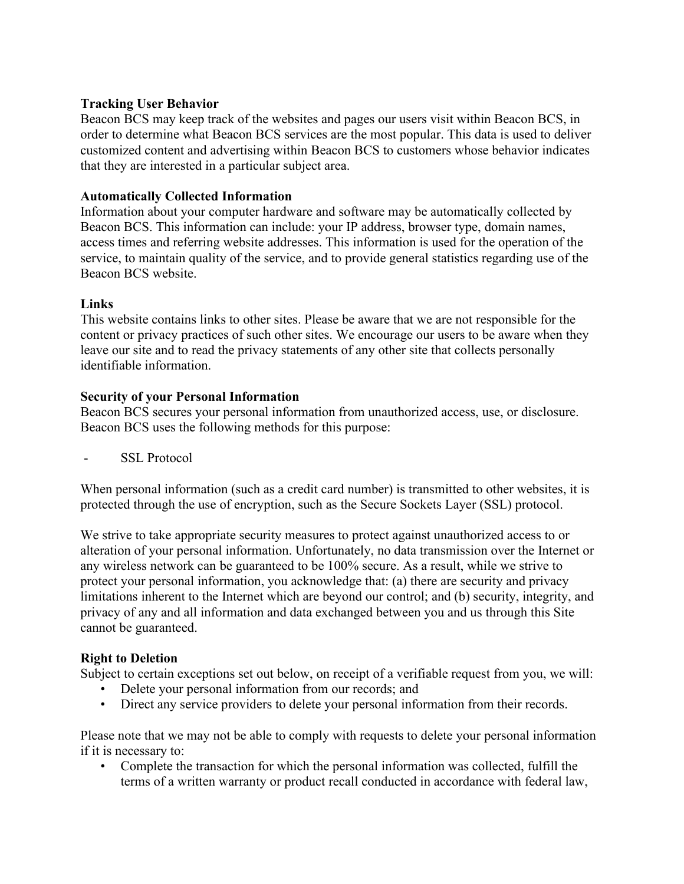**Tracking User Behavior**
Beacon BCS may keep track of the websites and pages our users visit within Beacon BCS, in order to determine what Beacon BCS services are the most popular. This data is used to deliver customized content and advertising within Beacon BCS to customers whose behavior indicates that they are interested in a particular subject area.

**Automatically Collected Information**
Information about your computer hardware and software may be automatically collected by Beacon BCS. This information can include: your IP address, browser type, domain names, access times and referring website addresses. This information is used for the operation of the service, to maintain quality of the service, and to provide general statistics regarding use of the Beacon BCS website.

**Links**
This website contains links to other sites. Please be aware that we are not responsible for the content or privacy practices of such other sites. We encourage our users to be aware when they leave our site and to read the privacy statements of any other site that collects personally identifiable information.

**Security of your Personal Information**
Beacon BCS secures your personal information from unauthorized access, use, or disclosure. Beacon BCS uses the following methods for this purpose:

- SSL Protocol

When personal information (such as a credit card number) is transmitted to other websites, it is protected through the use of encryption, such as the Secure Sockets Layer (SSL) protocol.

We strive to take appropriate security measures to protect against unauthorized access to or alteration of your personal information. Unfortunately, no data transmission over the Internet or any wireless network can be guaranteed to be 100% secure. As a result, while we strive to protect your personal information, you acknowledge that: (a) there are security and privacy limitations inherent to the Internet which are beyond our control; and (b) security, integrity, and privacy of any and all information and data exchanged between you and us through this Site cannot be guaranteed.

**Right to Deletion**
Subject to certain exceptions set out below, on receipt of a verifiable request from you, we will:

- Delete your personal information from our records; and
- Direct any service providers to delete your personal information from their records.

Please note that we may not be able to comply with requests to delete your personal information if it is necessary to:

- Complete the transaction for which the personal information was collected, fulfill the terms of a written warranty or product recall conducted in accordance with federal law,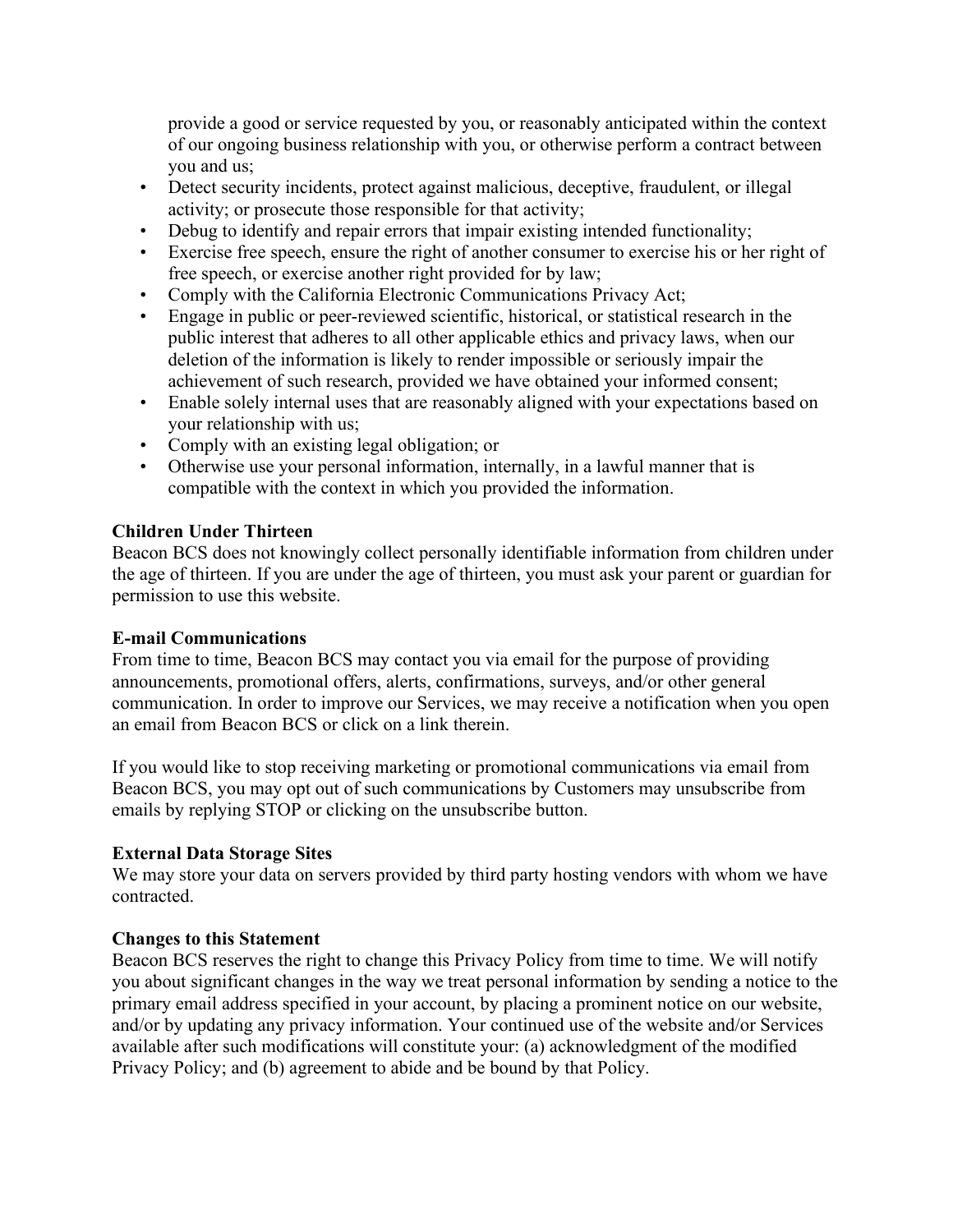provide a good or service requested by you, or reasonably anticipated within the context of our ongoing business relationship with you, or otherwise perform a contract between you and us;

- Detect security incidents, protect against malicious, deceptive, fraudulent, or illegal activity; or prosecute those responsible for that activity;
- Debug to identify and repair errors that impair existing intended functionality;
- Exercise free speech, ensure the right of another consumer to exercise his or her right of free speech, or exercise another right provided for by law;
- Comply with the California Electronic Communications Privacy Act;
- Engage in public or peer-reviewed scientific, historical, or statistical research in the public interest that adheres to all other applicable ethics and privacy laws, when our deletion of the information is likely to render impossible or seriously impair the achievement of such research, provided we have obtained your informed consent;
- Enable solely internal uses that are reasonably aligned with your expectations based on your relationship with us;
- Comply with an existing legal obligation; or
- Otherwise use your personal information, internally, in a lawful manner that is compatible with the context in which you provided the information.

**Children Under Thirteen**
Beacon BCS does not knowingly collect personally identifiable information from children under the age of thirteen. If you are under the age of thirteen, you must ask your parent or guardian for permission to use this website.

**E-mail Communications**
From time to time, Beacon BCS may contact you via email for the purpose of providing announcements, promotional offers, alerts, confirmations, surveys, and/or other general communication. In order to improve our Services, we may receive a notification when you open an email from Beacon BCS or click on a link therein.

If you would like to stop receiving marketing or promotional communications via email from Beacon BCS, you may opt out of such communications by Customers may unsubscribe from emails by replying STOP or clicking on the unsubscribe button.

**External Data Storage Sites**
We may store your data on servers provided by third party hosting vendors with whom we have contracted.

**Changes to this Statement**
Beacon BCS reserves the right to change this Privacy Policy from time to time. We will notify you about significant changes in the way we treat personal information by sending a notice to the primary email address specified in your account, by placing a prominent notice on our website, and/or by updating any privacy information. Your continued use of the website and/or Services available after such modifications will constitute your: (a) acknowledgment of the modified Privacy Policy; and (b) agreement to abide and be bound by that Policy.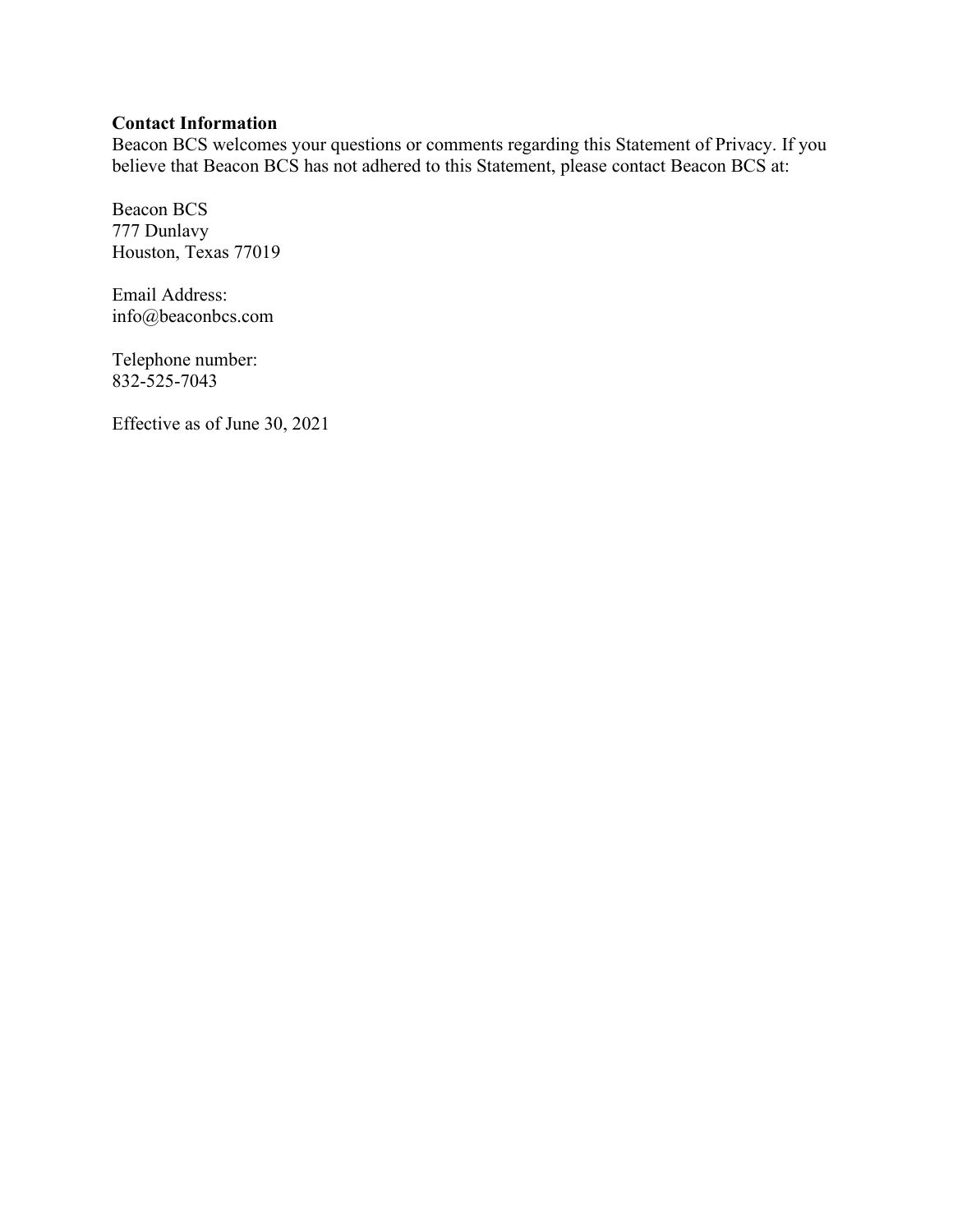**Contact Information**

Beacon BCS welcomes your questions or comments regarding this Statement of Privacy. If you believe that Beacon BCS has not adhered to this Statement, please contact Beacon BCS at:

Beacon BCS
777 Dunlavy
Houston, Texas 77019

Email Address:
info@beaconbcs.com

Telephone number:
832-525-7043

Effective as of June 30, 2021